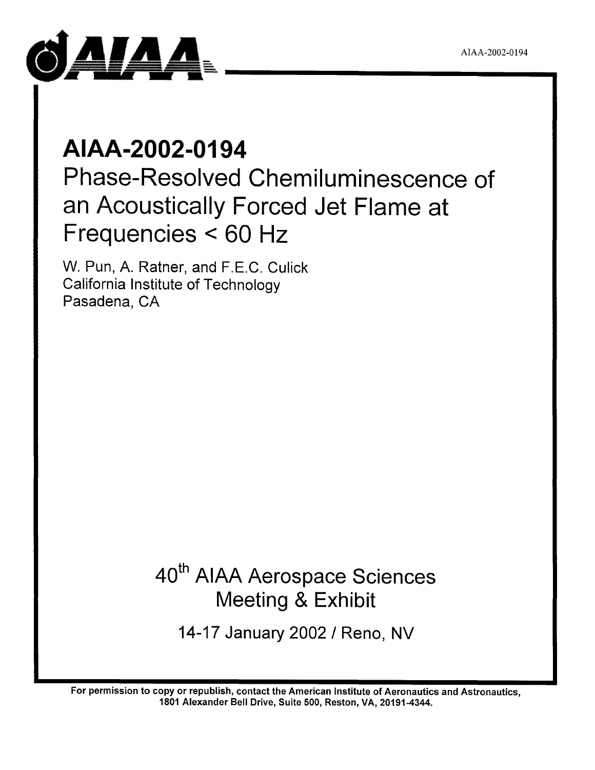AIAA-2002-0194

# AIAA-2002-0194

# Phase-Resolved Chemiluminescence of an Acoustically Forced Jet Flame at Frequencies < 60 Hz

W. Pun, A. Ratner, and F.E.C. Culick
California Institute of Technology
Pasadena, CA

## 40th AIAA Aerospace Sciences Meeting & Exhibit

14-17 January 2002 / Reno, NV

**For permission to copy or republish, contact the American Institute of Aeronautics and Astronautics, 1801 Alexander Bell Drive, Suite 500, Reston, VA, 20191-4344.**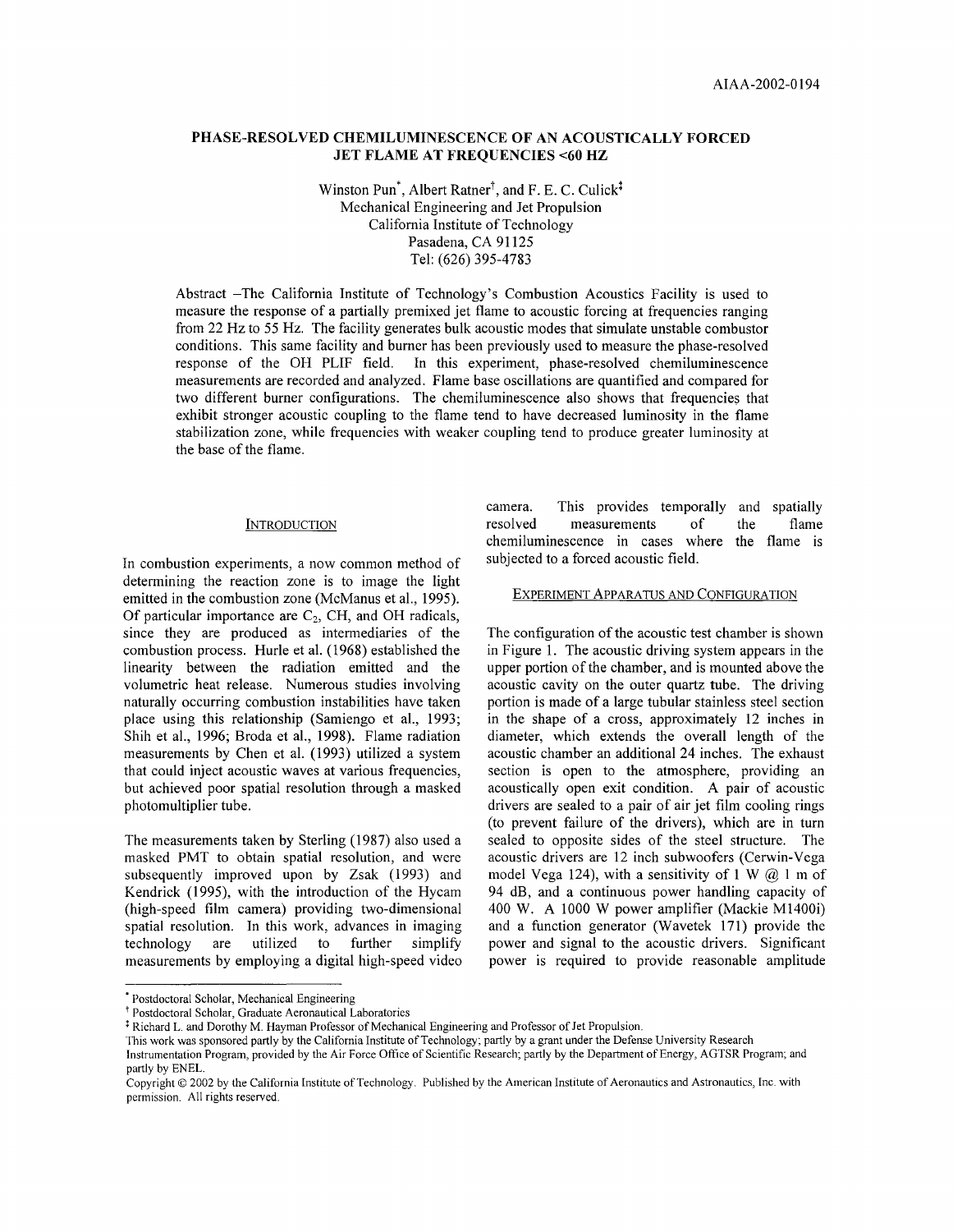AIAA-2002-0194

# PHASE-RESOLVED CHEMILUMINESCENCE OF AN ACOUSTICALLY FORCED JET FLAME AT FREQUENCIES <60 HZ

Winston Pun[*], Albert Ratner[†], and F. E. C. Culick[‡]
Mechanical Engineering and Jet Propulsion
California Institute of Technology
Pasadena, CA 91125
Tel: (626) 395-4783

Abstract –The California Institute of Technology's Combustion Acoustics Facility is used to measure the response of a partially premixed jet flame to acoustic forcing at frequencies ranging from 22 Hz to 55 Hz. The facility generates bulk acoustic modes that simulate unstable combustor conditions. This same facility and burner has been previously used to measure the phase-resolved response of the OH PLIF field. In this experiment, phase-resolved chemiluminescence measurements are recorded and analyzed. Flame base oscillations are quantified and compared for two different burner configurations. The chemiluminescence also shows that frequencies that exhibit stronger acoustic coupling to the flame tend to have decreased luminosity in the flame stabilization zone, while frequencies with weaker coupling tend to produce greater luminosity at the base of the flame.

## INTRODUCTION

In combustion experiments, a now common method of determining the reaction zone is to image the light emitted in the combustion zone (McManus et al., 1995). Of particular importance are $C_2$, CH, and OH radicals, since they are produced as intermediaries of the combustion process. Hurle et al. (1968) established the linearity between the radiation emitted and the volumetric heat release. Numerous studies involving naturally occurring combustion instabilities have taken place using this relationship (Samiengo et al., 1993; Shih et al., 1996; Broda et al., 1998). Flame radiation measurements by Chen et al. (1993) utilized a system that could inject acoustic waves at various frequencies, but achieved poor spatial resolution through a masked photomultiplier tube.

The measurements taken by Sterling (1987) also used a masked PMT to obtain spatial resolution, and were subsequently improved upon by Zsak (1993) and Kendrick (1995), with the introduction of the Hycam (high-speed film camera) providing two-dimensional spatial resolution. In this work, advances in imaging technology are utilized to further simplify measurements by employing a digital high-speed video camera. This provides temporally and spatially resolved measurements of the flame chemiluminescence in cases where the flame is subjected to a forced acoustic field.

## EXPERIMENT APPARATUS AND CONFIGURATION

The configuration of the acoustic test chamber is shown in Figure 1. The acoustic driving system appears in the upper portion of the chamber, and is mounted above the acoustic cavity on the outer quartz tube. The driving portion is made of a large tubular stainless steel section in the shape of a cross, approximately 12 inches in diameter, which extends the overall length of the acoustic chamber an additional 24 inches. The exhaust section is open to the atmosphere, providing an acoustically open exit condition. A pair of acoustic drivers are sealed to a pair of air jet film cooling rings (to prevent failure of the drivers), which are in turn sealed to opposite sides of the steel structure. The acoustic drivers are 12 inch subwoofers (Cerwin-Vega model Vega 124), with a sensitivity of 1 W @ 1 m of 94 dB, and a continuous power handling capacity of 400 W. A 1000 W power amplifier (Mackie M1400i) and a function generator (Wavetek 171) provide the power and signal to the acoustic drivers. Significant power is required to provide reasonable amplitude

---

[*] Postdoctoral Scholar, Mechanical Engineering
[†] Postdoctoral Scholar, Graduate Aeronautical Laboratories
[‡] Richard L. and Dorothy M. Hayman Professor of Mechanical Engineering and Professor of Jet Propulsion.
This work was sponsored partly by the California Institute of Technology; partly by a grant under the Defense University Research Instrumentation Program, provided by the Air Force Office of Scientific Research; partly by the Department of Energy, AGTSR Program; and partly by ENEL.
Copyright © 2002 by the California Institute of Technology. Published by the American Institute of Aeronautics and Astronautics, Inc. with permission. All rights reserved.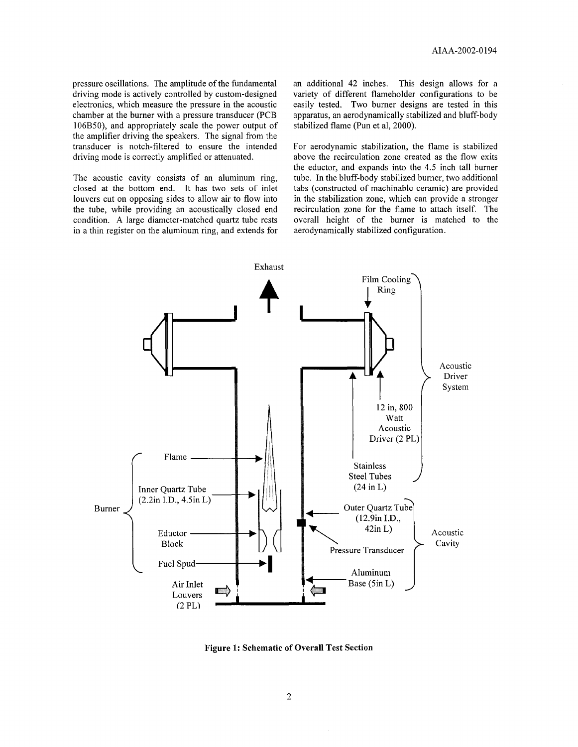pressure oscillations. The amplitude of the fundamental driving mode is actively controlled by custom-designed electronics, which measure the pressure in the acoustic chamber at the burner with a pressure transducer (PCB 106B50), and appropriately scale the power output of the amplifier driving the speakers. The signal from the transducer is notch-filtered to ensure the intended driving mode is correctly amplified or attenuated.

The acoustic cavity consists of an aluminum ring, closed at the bottom end. It has two sets of inlet louvers cut on opposing sides to allow air to flow into the tube, while providing an acoustically closed end condition. A large diameter-matched quartz tube rests in a thin register on the aluminum ring, and extends for an additional 42 inches. This design allows for a variety of different flameholder configurations to be easily tested. Two burner designs are tested in this apparatus, an aerodynamically stabilized and bluff-body stabilized flame (Pun et al, 2000).

For aerodynamic stabilization, the flame is stabilized above the recirculation zone created as the flow exits the eductor, and expands into the 4.5 inch tall burner tube. In the bluff-body stabilized burner, two additional tabs (constructed of machinable ceramic) are provided in the stabilization zone, which can provide a stronger recirculation zone for the flame to attach itself. The overall height of the burner is matched to the aerodynamically stabilized configuration.

Exhaust

Film Cooling Ring

Acoustic Driver System

12 in, 800 Watt Acoustic Driver (2 PL)

Stainless Steel Tubes (24 in L)

Flame

Inner Quartz Tube (2.2in I.D., 4.5in L)

Eductor Block

Fuel Spud

Burner

Outer Quartz Tube (12.9in I.D., 42in L)

Pressure Transducer

Acoustic Cavity

Aluminum Base (5in L)

Air Inlet Louvers (2 PL)

**Figure 1: Schematic of Overall Test Section**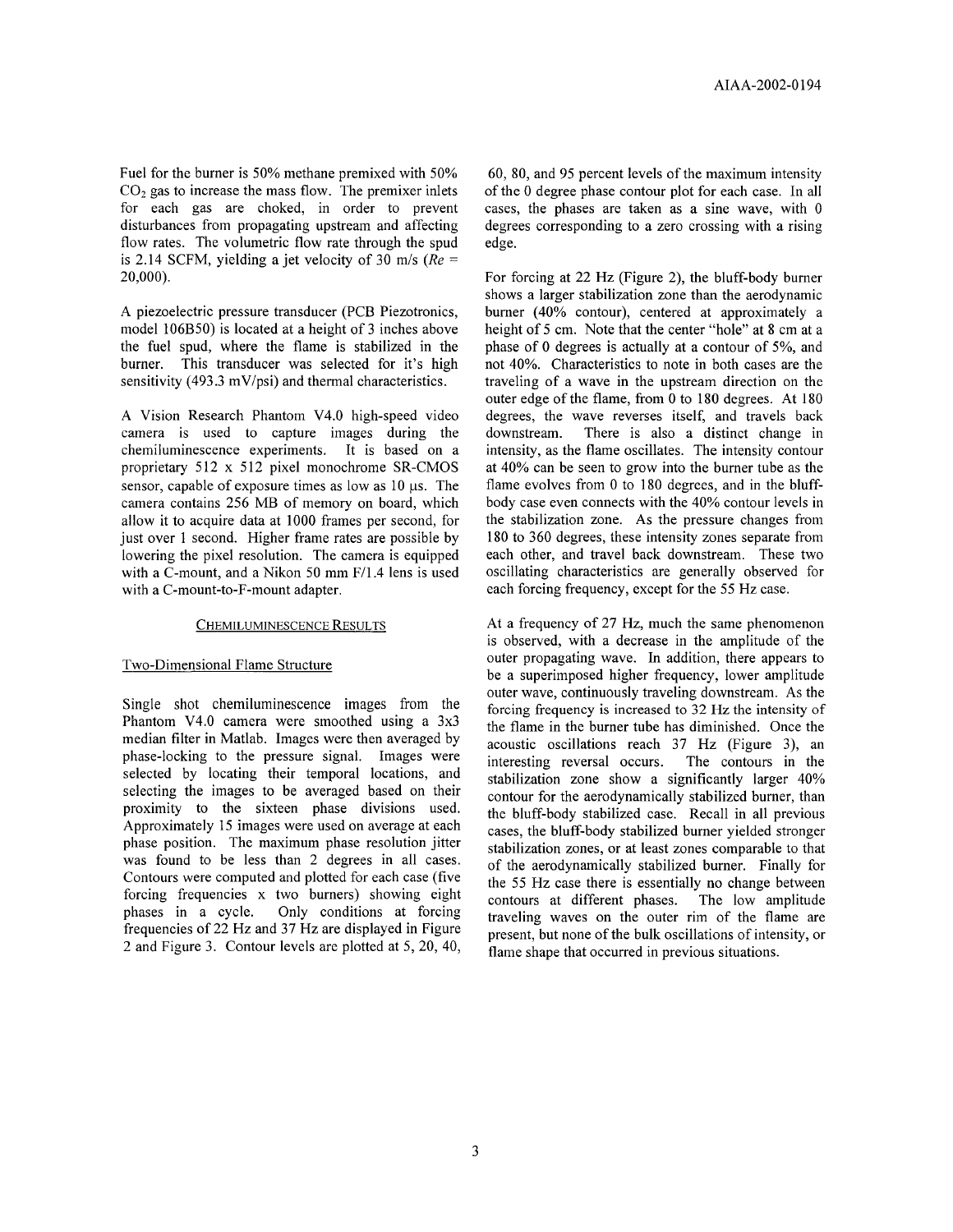Fuel for the burner is 50% methane premixed with 50% $CO_2$ gas to increase the mass flow. The premixer inlets for each gas are choked, in order to prevent disturbances from propagating upstream and affecting flow rates. The volumetric flow rate through the spud is 2.14 SCFM, yielding a jet velocity of 30 m/s (*Re* = 20,000).

A piezoelectric pressure transducer (PCB Piezotronics, model 106B50) is located at a height of 3 inches above the fuel spud, where the flame is stabilized in the burner. This transducer was selected for it's high sensitivity (493.3 mV/psi) and thermal characteristics.

A Vision Research Phantom V4.0 high-speed video camera is used to capture images during the chemiluminescence experiments. It is based on a proprietary 512 x 512 pixel monochrome SR-CMOS sensor, capable of exposure times as low as 10 μs. The camera contains 256 MB of memory on board, which allow it to acquire data at 1000 frames per second, for just over 1 second. Higher frame rates are possible by lowering the pixel resolution. The camera is equipped with a C-mount, and a Nikon 50 mm F/1.4 lens is used with a C-mount-to-F-mount adapter.

## CHEMILUMINESCENCE RESULTS

### Two-Dimensional Flame Structure

Single shot chemiluminescence images from the Phantom V4.0 camera were smoothed using a 3x3 median filter in Matlab. Images were then averaged by phase-locking to the pressure signal. Images were selected by locating their temporal locations, and selecting the images to be averaged based on their proximity to the sixteen phase divisions used. Approximately 15 images were used on average at each phase position. The maximum phase resolution jitter was found to be less than 2 degrees in all cases. Contours were computed and plotted for each case (five forcing frequencies x two burners) showing eight phases in a cycle. Only conditions at forcing frequencies of 22 Hz and 37 Hz are displayed in Figure 2 and Figure 3. Contour levels are plotted at 5, 20, 40, 60, 80, and 95 percent levels of the maximum intensity of the 0 degree phase contour plot for each case. In all cases, the phases are taken as a sine wave, with 0 degrees corresponding to a zero crossing with a rising edge.

For forcing at 22 Hz (Figure 2), the bluff-body burner shows a larger stabilization zone than the aerodynamic burner (40% contour), centered at approximately a height of 5 cm. Note that the center "hole" at 8 cm at a phase of 0 degrees is actually at a contour of 5%, and not 40%. Characteristics to note in both cases are the traveling of a wave in the upstream direction on the outer edge of the flame, from 0 to 180 degrees. At 180 degrees, the wave reverses itself, and travels back downstream. There is also a distinct change in intensity, as the flame oscillates. The intensity contour at 40% can be seen to grow into the burner tube as the flame evolves from 0 to 180 degrees, and in the bluff-body case even connects with the 40% contour levels in the stabilization zone. As the pressure changes from 180 to 360 degrees, these intensity zones separate from each other, and travel back downstream. These two oscillating characteristics are generally observed for each forcing frequency, except for the 55 Hz case.

At a frequency of 27 Hz, much the same phenomenon is observed, with a decrease in the amplitude of the outer propagating wave. In addition, there appears to be a superimposed higher frequency, lower amplitude outer wave, continuously traveling downstream. As the forcing frequency is increased to 32 Hz the intensity of the flame in the burner tube has diminished. Once the acoustic oscillations reach 37 Hz (Figure 3), an interesting reversal occurs. The contours in the stabilization zone show a significantly larger 40% contour for the aerodynamically stabilized burner, than the bluff-body stabilized case. Recall in all previous cases, the bluff-body stabilized burner yielded stronger stabilization zones, or at least zones comparable to that of the aerodynamically stabilized burner. Finally for the 55 Hz case there is essentially no change between contours at different phases. The low amplitude traveling waves on the outer rim of the flame are present, but none of the bulk oscillations of intensity, or flame shape that occurred in previous situations.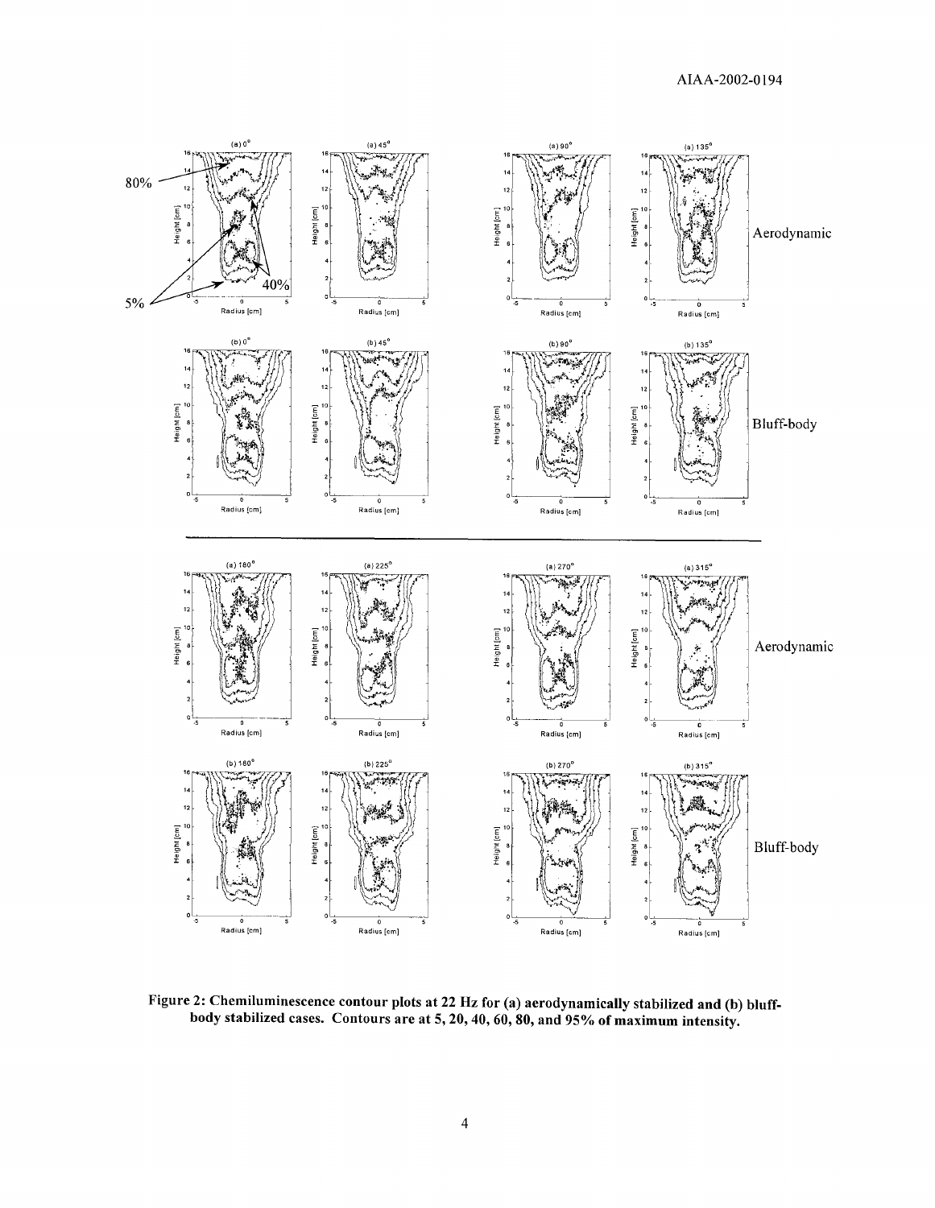(a) 0°

80%

40%

5%

Height [cm]

Radius [cm]

(a) 45°

(a) 90°

(a) 135°

Aerodynamic

(b) 0°

(b) 45°

(b) 90°

(b) 135°

Bluff-body

(a) 180°

(a) 225°

(a) 270°

(a) 315°

Aerodynamic

(b) 180°

(b) 225°

(b) 270°

(b) 315°

Bluff-body

**Figure 2: Chemiluminescence contour plots at 22 Hz for (a) aerodynamically stabilized and (b) bluff-body stabilized cases. Contours are at 5, 20, 40, 60, 80, and 95% of maximum intensity.**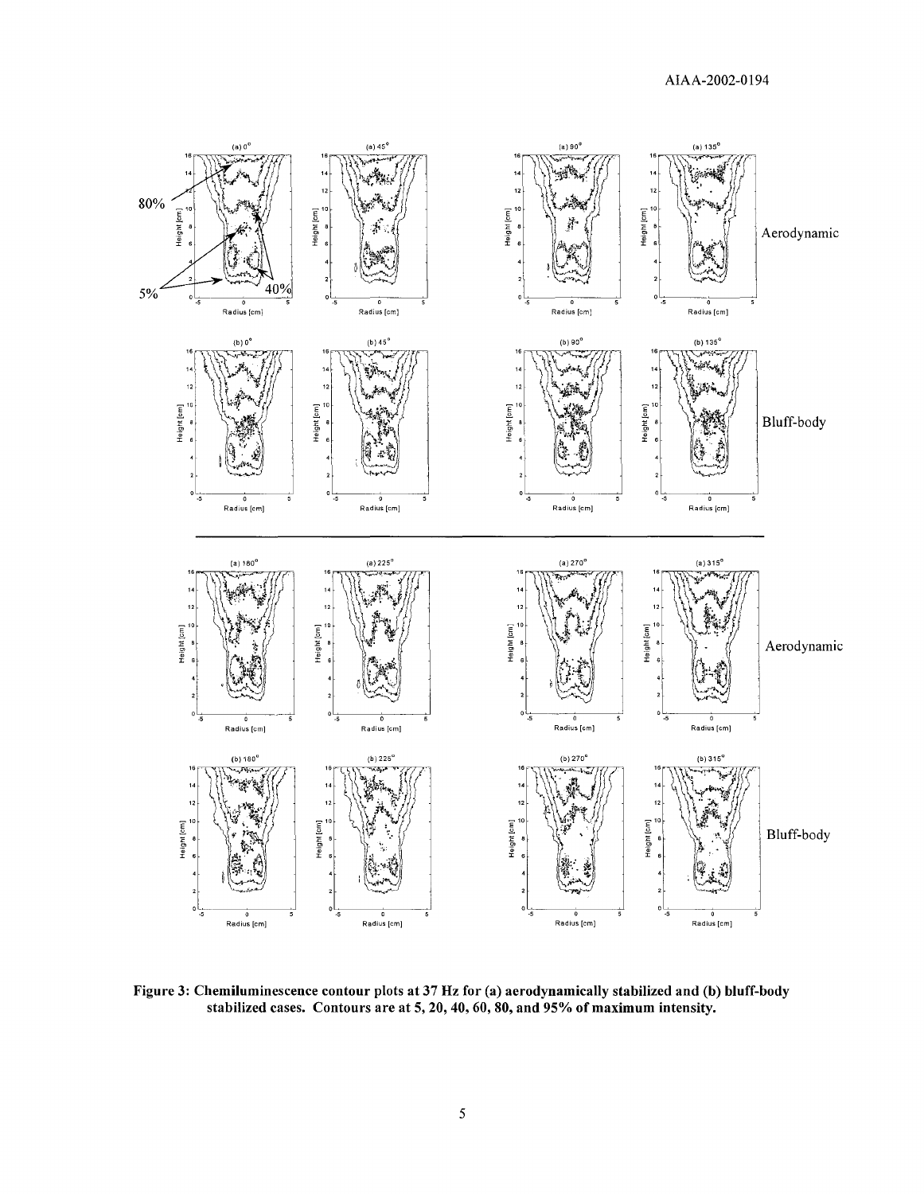(a) 0°

(a) 45°

(a) 90°

(a) 135°

80%

40%

5%

Aerodynamic

(b) 0°

(b) 45°

(b) 90°

(b) 135°

Bluff-body

(a) 180°

(a) 225°

(a) 270°

(a) 315°

Aerodynamic

(b) 180°

(b) 225°

(b) 270°

(b) 315°

Bluff-body

Height [cm]

Radius [cm]

**Figure 3: Chemiluminescence contour plots at 37 Hz for (a) aerodynamically stabilized and (b) bluff-body stabilized cases. Contours are at 5, 20, 40, 60, 80, and 95% of maximum intensity.**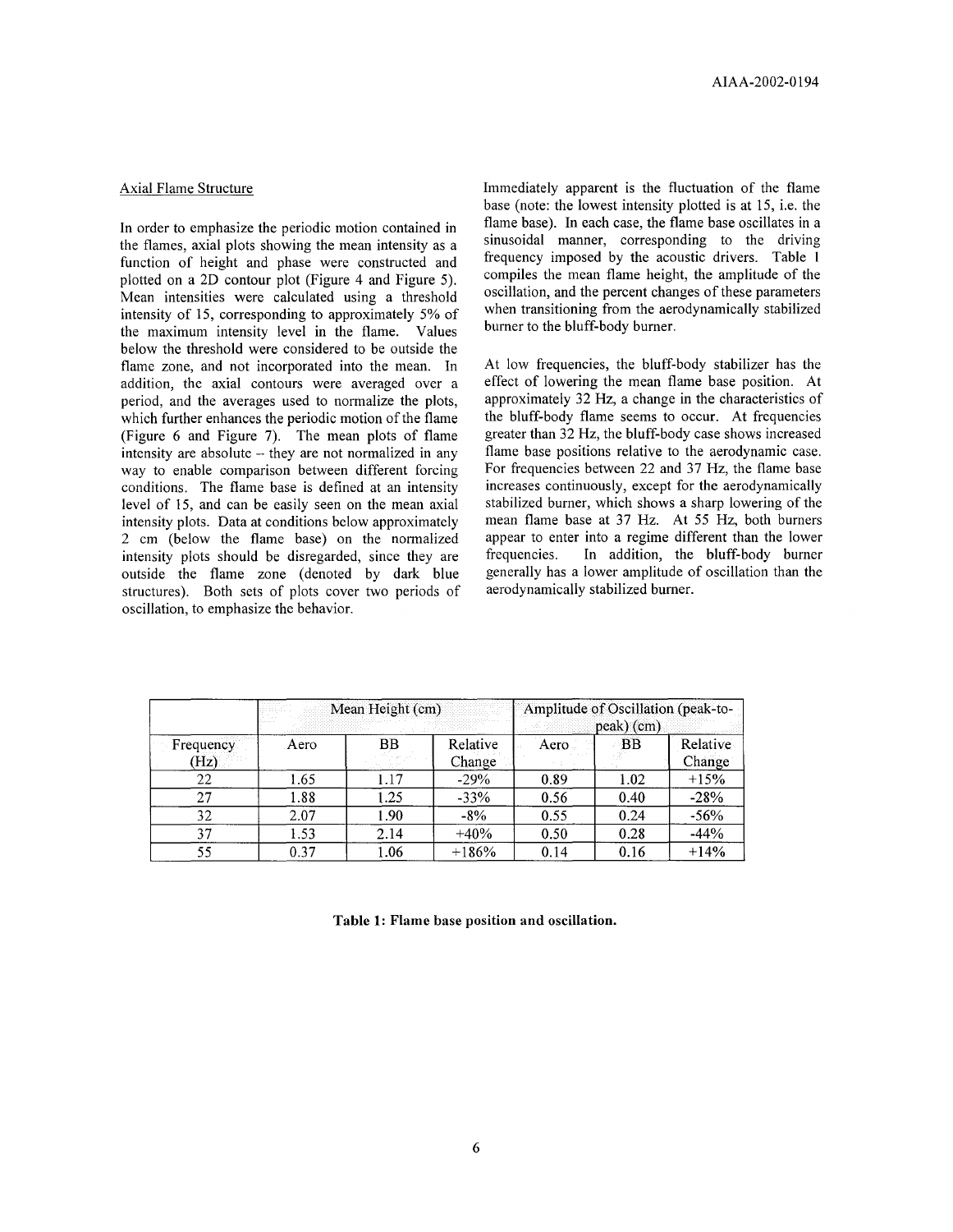### Axial Flame Structure

In order to emphasize the periodic motion contained in the flames, axial plots showing the mean intensity as a function of height and phase were constructed and plotted on a 2D contour plot (Figure 4 and Figure 5). Mean intensities were calculated using a threshold intensity of 15, corresponding to approximately 5% of the maximum intensity level in the flame. Values below the threshold were considered to be outside the flame zone, and not incorporated into the mean. In addition, the axial contours were averaged over a period, and the averages used to normalize the plots, which further enhances the periodic motion of the flame (Figure 6 and Figure 7). The mean plots of flame intensity are absolute – they are not normalized in any way to enable comparison between different forcing conditions. The flame base is defined at an intensity level of 15, and can be easily seen on the mean axial intensity plots. Data at conditions below approximately 2 cm (below the flame base) on the normalized intensity plots should be disregarded, since they are outside the flame zone (denoted by dark blue structures). Both sets of plots cover two periods of oscillation, to emphasize the behavior.

Immediately apparent is the fluctuation of the flame base (note: the lowest intensity plotted is at 15, i.e. the flame base). In each case, the flame base oscillates in a sinusoidal manner, corresponding to the driving frequency imposed by the acoustic drivers. Table 1 compiles the mean flame height, the amplitude of the oscillation, and the percent changes of these parameters when transitioning from the aerodynamically stabilized burner to the bluff-body burner.

At low frequencies, the bluff-body stabilizer has the effect of lowering the mean flame base position. At approximately 32 Hz, a change in the characteristics of the bluff-body flame seems to occur. At frequencies greater than 32 Hz, the bluff-body case shows increased flame base positions relative to the aerodynamic case. For frequencies between 22 and 37 Hz, the flame base increases continuously, except for the aerodynamically stabilized burner, which shows a sharp lowering of the mean flame base at 37 Hz. At 55 Hz, both burners appear to enter into a regime different than the lower frequencies. In addition, the bluff-body burner generally has a lower amplitude of oscillation than the aerodynamically stabilized burner.

| | Mean Height (cm) | | | Amplitude of Oscillation (peak-to-peak) (cm) | | |
|---|---|---|---|---|---|---|
| Frequency (Hz) | Aero | BB | Relative Change | Aero | BB | Relative Change |
| 22 | 1.65 | 1.17 | -29% | 0.89 | 1.02 | +15% |
| 27 | 1.88 | 1.25 | -33% | 0.56 | 0.40 | -28% |
| 32 | 2.07 | 1.90 | -8% | 0.55 | 0.24 | -56% |
| 37 | 1.53 | 2.14 | +40% | 0.50 | 0.28 | -44% |
| 55 | 0.37 | 1.06 | +186% | 0.14 | 0.16 | +14% |

**Table 1: Flame base position and oscillation.**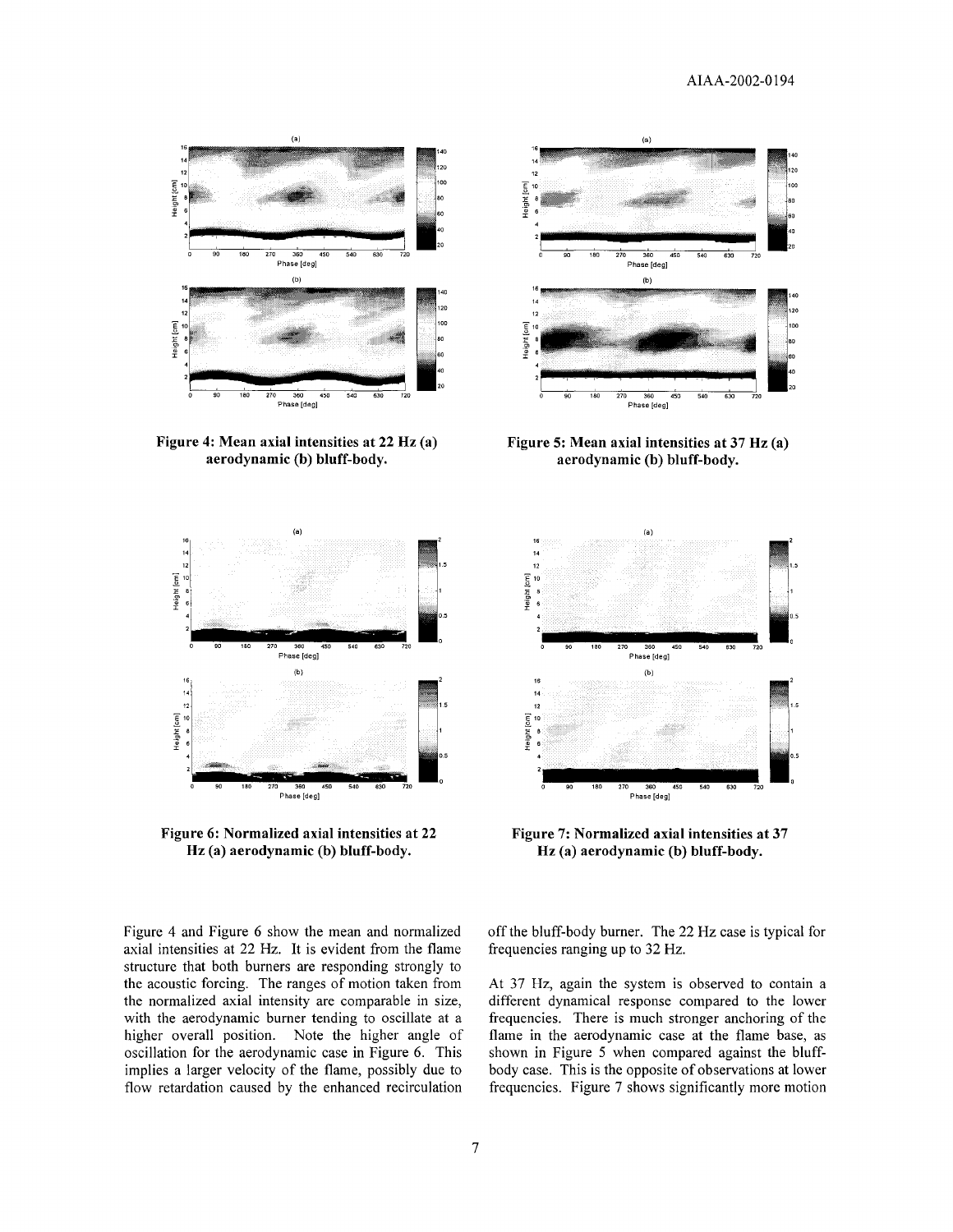(a)

Height [cm]

Phase [deg]

0 90 180 270 360 450 540 630 720

20 40 60 80 100 120 140

(b)

Height [cm]

Phase [deg]

0 90 180 270 360 450 540 630 720

20 40 60 80 100 120 140

**Figure 4: Mean axial intensities at 22 Hz (a) aerodynamic (b) bluff-body.**

(a)

Height [cm]

Phase [deg]

0 90 180 270 360 450 540 630 720

20 40 60 80 100 120 140

(b)

Height [cm]

Phase [deg]

0 90 180 270 360 450 540 630 720

20 40 60 80 100 120 140

**Figure 5: Mean axial intensities at 37 Hz (a) aerodynamic (b) bluff-body.**

(a)

Height [cm]

Phase [deg]

0 90 180 270 360 450 540 630 720

0 0.5 1 1.5 2

(b)

Height [cm]

Phase [deg]

0 90 180 270 360 450 540 630 720

0 0.5 1 1.5 2

**Figure 6: Normalized axial intensities at 22 Hz (a) aerodynamic (b) bluff-body.**

(a)

Height [cm]

Phase [deg]

0 90 180 270 360 450 540 630 720

0 0.5 1 1.5 2

(b)

Height [cm]

Phase [deg]

0 90 180 270 360 450 540 630 720

0 0.5 1 1.5 2

**Figure 7: Normalized axial intensities at 37 Hz (a) aerodynamic (b) bluff-body.**

Figure 4 and Figure 6 show the mean and normalized axial intensities at 22 Hz. It is evident from the flame structure that both burners are responding strongly to the acoustic forcing. The ranges of motion taken from the normalized axial intensity are comparable in size, with the aerodynamic burner tending to oscillate at a higher overall position. Note the higher angle of oscillation for the aerodynamic case in Figure 6. This implies a larger velocity of the flame, possibly due to flow retardation caused by the enhanced recirculation off the bluff-body burner. The 22 Hz case is typical for frequencies ranging up to 32 Hz.

At 37 Hz, again the system is observed to contain a different dynamical response compared to the lower frequencies. There is much stronger anchoring of the flame in the aerodynamic case at the flame base, as shown in Figure 5 when compared against the bluff-body case. This is the opposite of observations at lower frequencies. Figure 7 shows significantly more motion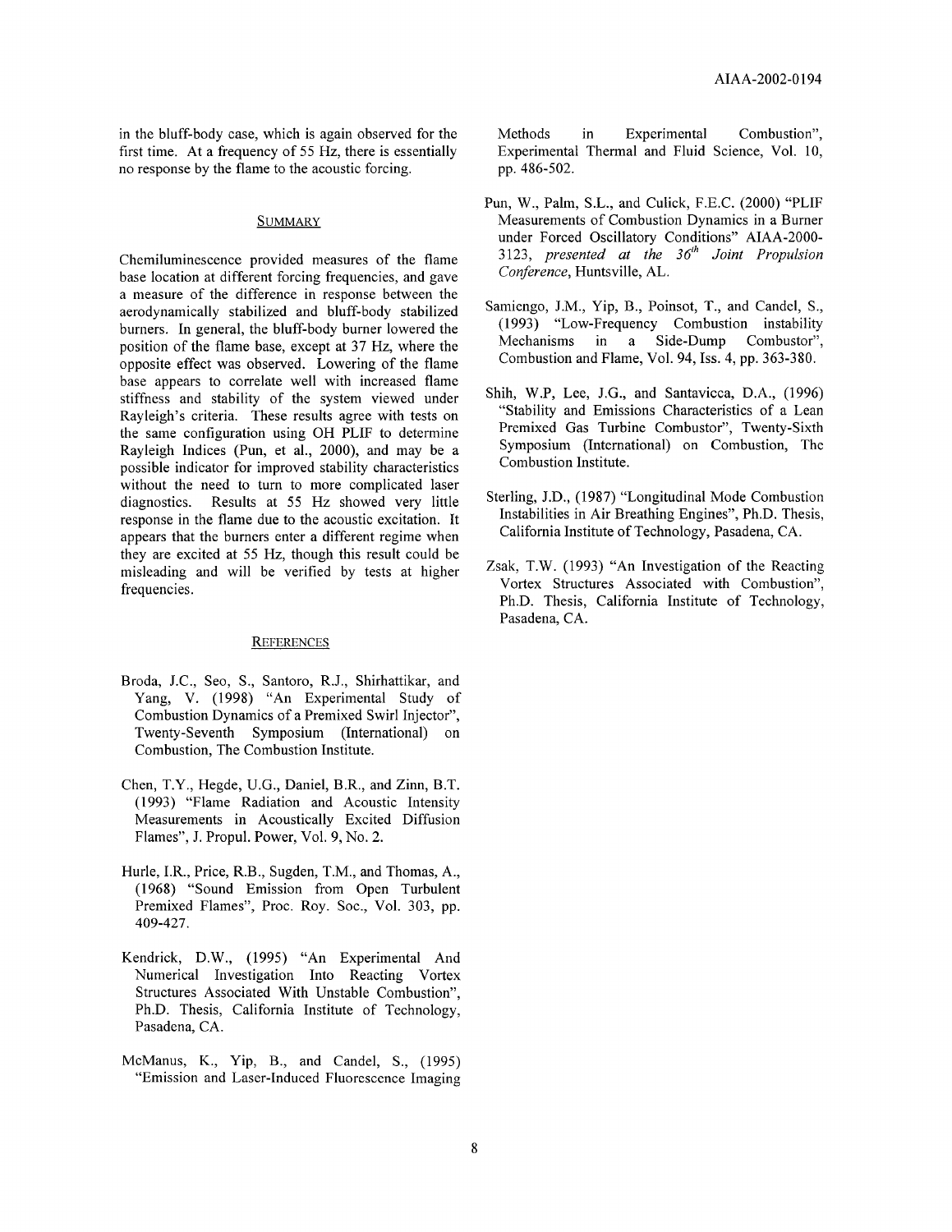in the bluff-body case, which is again observed for the first time. At a frequency of 55 Hz, there is essentially no response by the flame to the acoustic forcing.

## SUMMARY

Chemiluminescence provided measures of the flame base location at different forcing frequencies, and gave a measure of the difference in response between the aerodynamically stabilized and bluff-body stabilized burners. In general, the bluff-body burner lowered the position of the flame base, except at 37 Hz, where the opposite effect was observed. Lowering of the flame base appears to correlate well with increased flame stiffness and stability of the system viewed under Rayleigh's criteria. These results agree with tests on the same configuration using OH PLIF to determine Rayleigh Indices (Pun, et al., 2000), and may be a possible indicator for improved stability characteristics without the need to turn to more complicated laser diagnostics. Results at 55 Hz showed very little response in the flame due to the acoustic excitation. It appears that the burners enter a different regime when they are excited at 55 Hz, though this result could be misleading and will be verified by tests at higher frequencies.

## REFERENCES

Broda, J.C., Seo, S., Santoro, R.J., Shirhattikar, and Yang, V. (1998) "An Experimental Study of Combustion Dynamics of a Premixed Swirl Injector", Twenty-Seventh Symposium (International) on Combustion, The Combustion Institute.

Chen, T.Y., Hegde, U.G., Daniel, B.R., and Zinn, B.T. (1993) "Flame Radiation and Acoustic Intensity Measurements in Acoustically Excited Diffusion Flames", J. Propul. Power, Vol. 9, No. 2.

Hurle, I.R., Price, R.B., Sugden, T.M., and Thomas, A., (1968) "Sound Emission from Open Turbulent Premixed Flames", Proc. Roy. Soc., Vol. 303, pp. 409-427.

Kendrick, D.W., (1995) "An Experimental And Numerical Investigation Into Reacting Vortex Structures Associated With Unstable Combustion", Ph.D. Thesis, California Institute of Technology, Pasadena, CA.

McManus, K., Yip, B., and Candel, S., (1995) "Emission and Laser-Induced Fluorescence Imaging Methods in Experimental Combustion", Experimental Thermal and Fluid Science, Vol. 10, pp. 486-502.

Pun, W., Palm, S.L., and Culick, F.E.C. (2000) "PLIF Measurements of Combustion Dynamics in a Burner under Forced Oscillatory Conditions" AIAA-2000-3123, *presented at the 36th Joint Propulsion Conference*, Huntsville, AL.

Samiengo, J.M., Yip, B., Poinsot, T., and Candel, S., (1993) "Low-Frequency Combustion instability Mechanisms in a Side-Dump Combustor", Combustion and Flame, Vol. 94, Iss. 4, pp. 363-380.

Shih, W.P, Lee, J.G., and Santavicca, D.A., (1996) "Stability and Emissions Characteristics of a Lean Premixed Gas Turbine Combustor", Twenty-Sixth Symposium (International) on Combustion, The Combustion Institute.

Sterling, J.D., (1987) "Longitudinal Mode Combustion Instabilities in Air Breathing Engines", Ph.D. Thesis, California Institute of Technology, Pasadena, CA.

Zsak, T.W. (1993) "An Investigation of the Reacting Vortex Structures Associated with Combustion", Ph.D. Thesis, California Institute of Technology, Pasadena, CA.